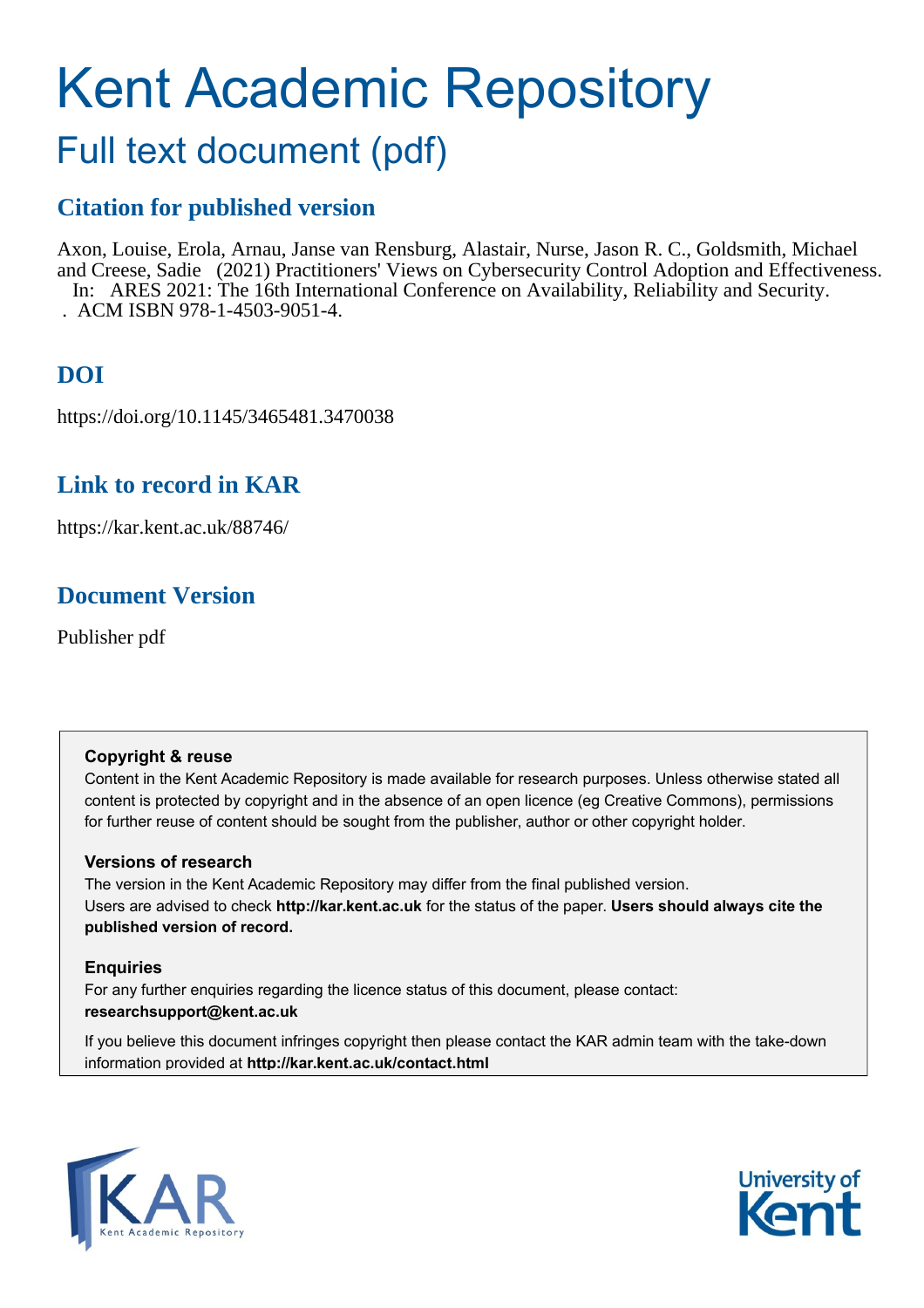# Kent Academic Repository

## Full text document (pdf)

### Citation for published version

Axon, Louise, Erola, Arnau, Janse van Rensburg, Alastair, Nurse, Jason R. C., Goldsmith, Michael and Creese, Sadie (2021) Practitioners' Views on Cybersecurity Control Adoption and Effectiveness. In: ARES 2021: The 16th International Conference on Availability, Reliability and Security. . ACM ISBN 978-1-4503-9051-4.

### DOI

https://doi.org/10.1145/3465481.3470038

### Link to record in KAR

https://kar.kent.ac.uk/88746/

### Document Version

Publisher pdf

**Copyright & reuse**

Content in the Kent Academic Repository is made available for research purposes. Unless otherwise stated all content is protected by copyright and in the absence of an open licence (eg Creative Commons), permissions for further reuse of content should be sought from the publisher, author or other copyright holder.

**Versions of research**

The version in the Kent Academic Repository may differ from the final published version. Users are advised to check **http://kar.kent.ac.uk** for the status of the paper. **Users should always cite the published version of record.**

**Enquiries**

For any further enquiries regarding the licence status of this document, please contact: **researchsupport@kent.ac.uk**

If you believe this document infringes copyright then please contact the KAR admin team with the take-down information provided at **http://kar.kent.ac.uk/contact.html**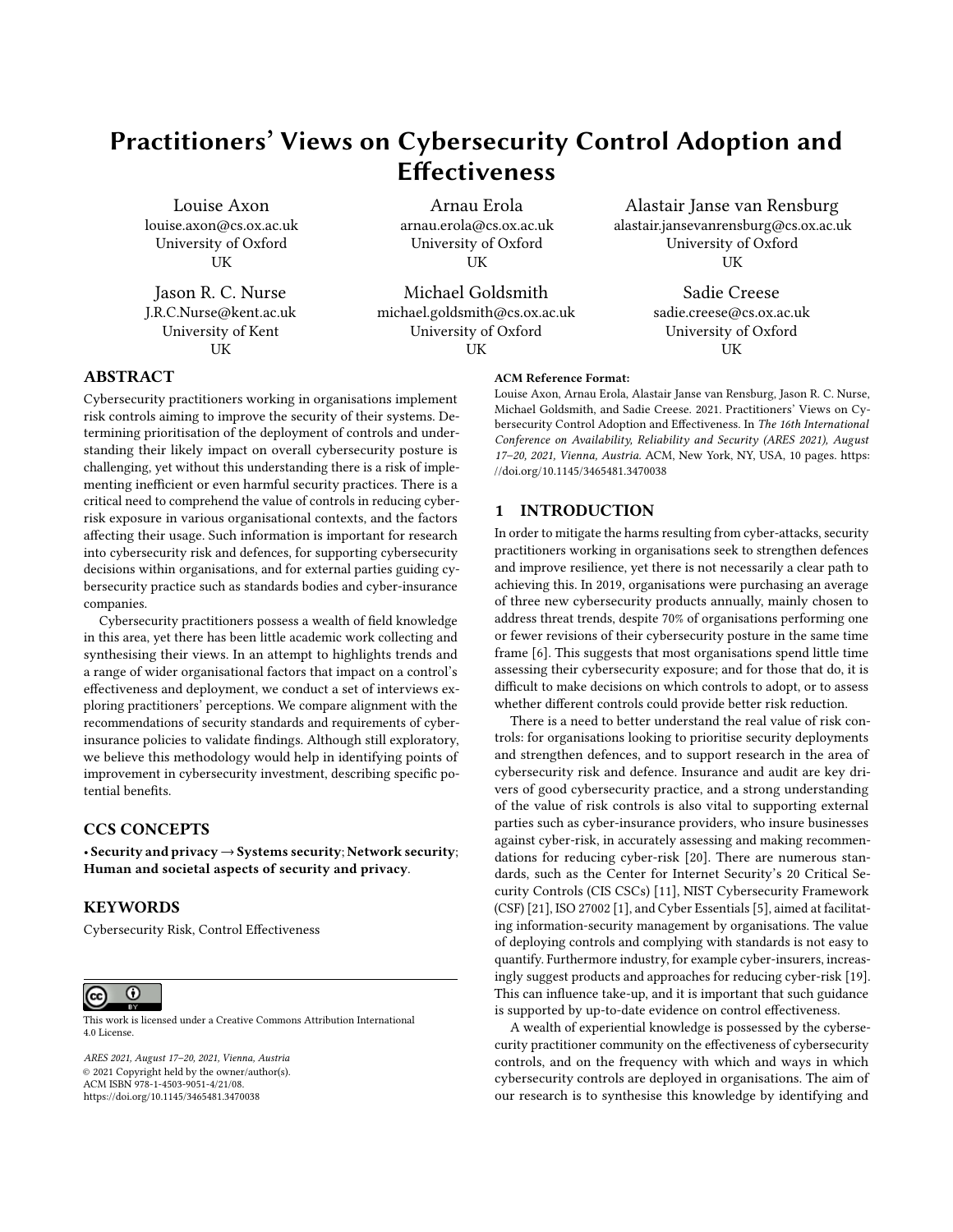# Practitioners' Views on Cybersecurity Control Adoption and Effectiveness

Louise Axon
louise.axon@cs.ox.ac.uk
University of Oxford
UK

Arnau Erola
arnau.erola@cs.ox.ac.uk
University of Oxford
UK

Alastair Janse van Rensburg
alastair.jansevanrensburg@cs.ox.ac.uk
University of Oxford
UK

Jason R. C. Nurse
J.R.C.Nurse@kent.ac.uk
University of Kent
UK

Michael Goldsmith
michael.goldsmith@cs.ox.ac.uk
University of Oxford
UK

Sadie Creese
sadie.creese@cs.ox.ac.uk
University of Oxford
UK

## ABSTRACT

Cybersecurity practitioners working in organisations implement risk controls aiming to improve the security of their systems. Determining prioritisation of the deployment of controls and understanding their likely impact on overall cybersecurity posture is challenging, yet without this understanding there is a risk of implementing inefficient or even harmful security practices. There is a critical need to comprehend the value of controls in reducing cyber-risk exposure in various organisational contexts, and the factors affecting their usage. Such information is important for research into cybersecurity risk and defences, for supporting cybersecurity decisions within organisations, and for external parties guiding cybersecurity practice such as standards bodies and cyber-insurance companies.

Cybersecurity practitioners possess a wealth of field knowledge in this area, yet there has been little academic work collecting and synthesising their views. In an attempt to highlights trends and a range of wider organisational factors that impact on a control's effectiveness and deployment, we conduct a set of interviews exploring practitioners' perceptions. We compare alignment with the recommendations of security standards and requirements of cyber-insurance policies to validate findings. Although still exploratory, we believe this methodology would help in identifying points of improvement in cybersecurity investment, describing specific potential benefits.

## CCS CONCEPTS

• **Security and privacy** → **Systems security**; **Network security**; **Human and societal aspects of security and privacy**.

## KEYWORDS

Cybersecurity Risk, Control Effectiveness

This work is licensed under a Creative Commons Attribution International 4.0 License.

*ARES 2021, August 17–20, 2021, Vienna, Austria*
© 2021 Copyright held by the owner/author(s).
ACM ISBN 978-1-4503-9051-4/21/08.
https://doi.org/10.1145/3465481.3470038

**ACM Reference Format:**
Louise Axon, Arnau Erola, Alastair Janse van Rensburg, Jason R. C. Nurse, Michael Goldsmith, and Sadie Creese. 2021. Practitioners' Views on Cybersecurity Control Adoption and Effectiveness. In *The 16th International Conference on Availability, Reliability and Security (ARES 2021), August 17–20, 2021, Vienna, Austria.* ACM, New York, NY, USA, 10 pages. https://doi.org/10.1145/3465481.3470038

## 1 INTRODUCTION

In order to mitigate the harms resulting from cyber-attacks, security practitioners working in organisations seek to strengthen defences and improve resilience, yet there is not necessarily a clear path to achieving this. In 2019, organisations were purchasing an average of three new cybersecurity products annually, mainly chosen to address threat trends, despite 70% of organisations performing one or fewer revisions of their cybersecurity posture in the same time frame [6]. This suggests that most organisations spend little time assessing their cybersecurity exposure; and for those that do, it is difficult to make decisions on which controls to adopt, or to assess whether different controls could provide better risk reduction.

There is a need to better understand the real value of risk controls: for organisations looking to prioritise security deployments and strengthen defences, and to support research in the area of cybersecurity risk and defence. Insurance and audit are key drivers of good cybersecurity practice, and a strong understanding of the value of risk controls is also vital to supporting external parties such as cyber-insurance providers, who insure businesses against cyber-risk, in accurately assessing and making recommendations for reducing cyber-risk [20]. There are numerous standards, such as the Center for Internet Security's 20 Critical Security Controls (CIS CSCs) [11], NIST Cybersecurity Framework (CSF) [21], ISO 27002 [1], and Cyber Essentials [5], aimed at facilitating information-security management by organisations. The value of deploying controls and complying with standards is not easy to quantify. Furthermore industry, for example cyber-insurers, increasingly suggest products and approaches for reducing cyber-risk [19]. This can influence take-up, and it is important that such guidance is supported by up-to-date evidence on control effectiveness.

A wealth of experiential knowledge is possessed by the cybersecurity practitioner community on the effectiveness of cybersecurity controls, and on the frequency with which and ways in which cybersecurity controls are deployed in organisations. The aim of our research is to synthesise this knowledge by identifying and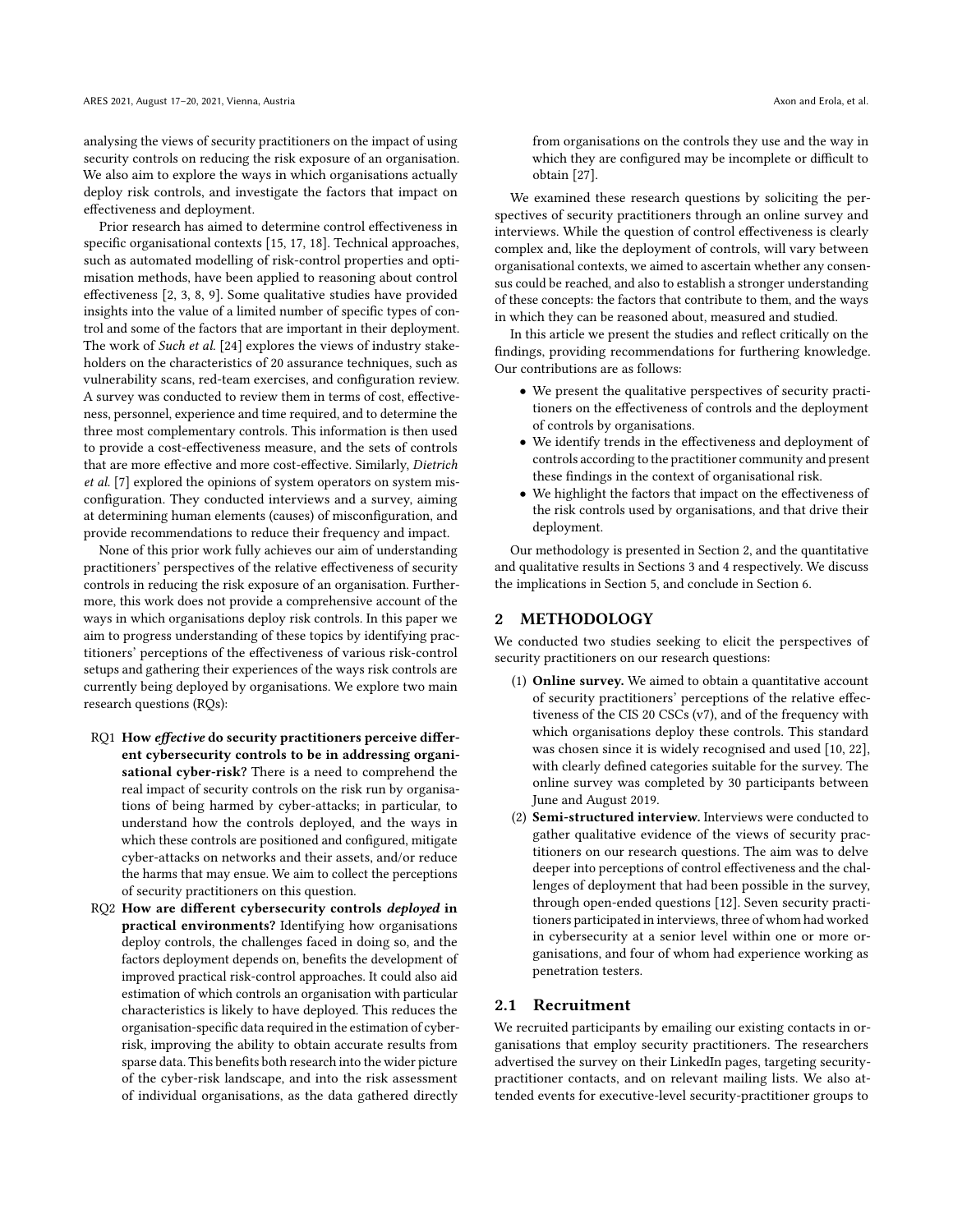analysing the views of security practitioners on the impact of using security controls on reducing the risk exposure of an organisation. We also aim to explore the ways in which organisations actually deploy risk controls, and investigate the factors that impact on effectiveness and deployment.

Prior research has aimed to determine control effectiveness in specific organisational contexts [15, 17, 18]. Technical approaches, such as automated modelling of risk-control properties and optimisation methods, have been applied to reasoning about control effectiveness [2, 3, 8, 9]. Some qualitative studies have provided insights into the value of a limited number of specific types of control and some of the factors that are important in their deployment. The work of *Such et al.* [24] explores the views of industry stakeholders on the characteristics of 20 assurance techniques, such as vulnerability scans, red-team exercises, and configuration review. A survey was conducted to review them in terms of cost, effectiveness, personnel, experience and time required, and to determine the three most complementary controls. This information is then used to provide a cost-effectiveness measure, and the sets of controls that are more effective and more cost-effective. Similarly, *Dietrich et al.* [7] explored the opinions of system operators on system misconfiguration. They conducted interviews and a survey, aiming at determining human elements (causes) of misconfiguration, and provide recommendations to reduce their frequency and impact.

None of this prior work fully achieves our aim of understanding practitioners' perspectives of the relative effectiveness of security controls in reducing the risk exposure of an organisation. Furthermore, this work does not provide a comprehensive account of the ways in which organisations deploy risk controls. In this paper we aim to progress understanding of these topics by identifying practitioners' perceptions of the effectiveness of various risk-control setups and gathering their experiences of the ways risk controls are currently being deployed by organisations. We explore two main research questions (RQs):

- RQ1 **How *effective* do security practitioners perceive different cybersecurity controls to be in addressing organisational cyber-risk?** There is a need to comprehend the real impact of security controls on the risk run by organisations of being harmed by cyber-attacks; in particular, to understand how the controls deployed, and the ways in which these controls are positioned and configured, mitigate cyber-attacks on networks and their assets, and/or reduce the harms that may ensue. We aim to collect the perceptions of security practitioners on this question.
- RQ2 **How are different cybersecurity controls *deployed* in practical environments?** Identifying how organisations deploy controls, the challenges faced in doing so, and the factors deployment depends on, benefits the development of improved practical risk-control approaches. It could also aid estimation of which controls an organisation with particular characteristics is likely to have deployed. This reduces the organisation-specific data required in the estimation of cyber-risk, improving the ability to obtain accurate results from sparse data. This benefits both research into the wider picture of the cyber-risk landscape, and into the risk assessment of individual organisations, as the data gathered directly from organisations on the controls they use and the way in which they are configured may be incomplete or difficult to obtain [27].

We examined these research questions by soliciting the perspectives of security practitioners through an online survey and interviews. While the question of control effectiveness is clearly complex and, like the deployment of controls, will vary between organisational contexts, we aimed to ascertain whether any consensus could be reached, and also to establish a stronger understanding of these concepts: the factors that contribute to them, and the ways in which they can be reasoned about, measured and studied.

In this article we present the studies and reflect critically on the findings, providing recommendations for furthering knowledge. Our contributions are as follows:

- We present the qualitative perspectives of security practitioners on the effectiveness of controls and the deployment of controls by organisations.
- We identify trends in the effectiveness and deployment of controls according to the practitioner community and present these findings in the context of organisational risk.
- We highlight the factors that impact on the effectiveness of the risk controls used by organisations, and that drive their deployment.

Our methodology is presented in Section 2, and the quantitative and qualitative results in Sections 3 and 4 respectively. We discuss the implications in Section 5, and conclude in Section 6.

## 2 METHODOLOGY

We conducted two studies seeking to elicit the perspectives of security practitioners on our research questions:

1. **Online survey.** We aimed to obtain a quantitative account of security practitioners' perceptions of the relative effectiveness of the CIS 20 CSCs (v7), and of the frequency with which organisations deploy these controls. This standard was chosen since it is widely recognised and used [10, 22], with clearly defined categories suitable for the survey. The online survey was completed by 30 participants between June and August 2019.
2. **Semi-structured interview.** Interviews were conducted to gather qualitative evidence of the views of security practitioners on our research questions. The aim was to delve deeper into perceptions of control effectiveness and the challenges of deployment that had been possible in the survey, through open-ended questions [12]. Seven security practitioners participated in interviews, three of whom had worked in cybersecurity at a senior level within one or more organisations, and four of whom had experience working as penetration testers.

### 2.1 Recruitment

We recruited participants by emailing our existing contacts in organisations that employ security practitioners. The researchers advertised the survey on their LinkedIn pages, targeting security-practitioner contacts, and on relevant mailing lists. We also attended events for executive-level security-practitioner groups to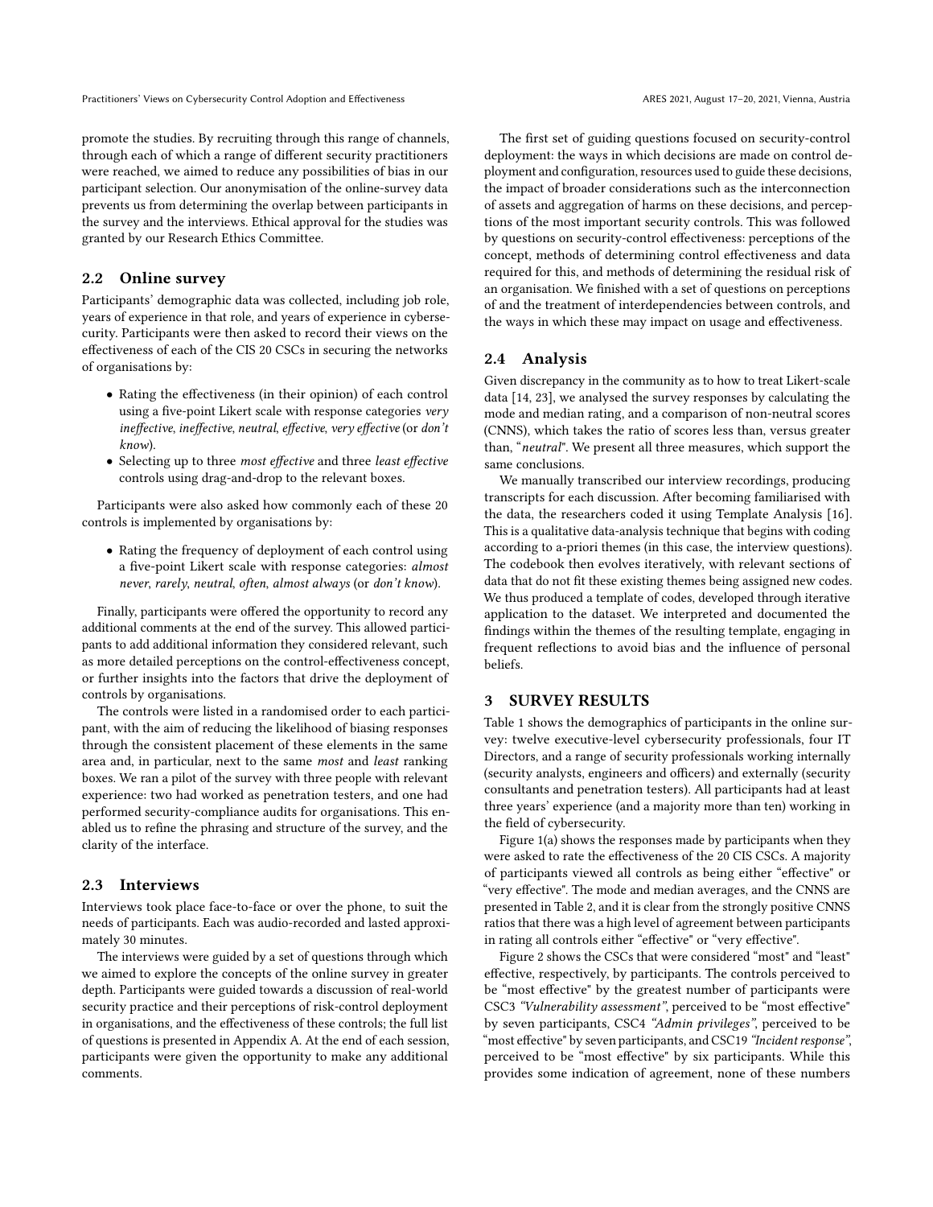promote the studies. By recruiting through this range of channels, through each of which a range of different security practitioners were reached, we aimed to reduce any possibilities of bias in our participant selection. Our anonymisation of the online-survey data prevents us from determining the overlap between participants in the survey and the interviews. Ethical approval for the studies was granted by our Research Ethics Committee.

## 2.2 Online survey

Participants' demographic data was collected, including job role, years of experience in that role, and years of experience in cybersecurity. Participants were then asked to record their views on the effectiveness of each of the CIS 20 CSCs in securing the networks of organisations by:

- Rating the effectiveness (in their opinion) of each control using a five-point Likert scale with response categories *very ineffective*, *ineffective*, *neutral*, *effective*, *very effective* (or *don't know*).
- Selecting up to three *most effective* and three *least effective* controls using drag-and-drop to the relevant boxes.

Participants were also asked how commonly each of these 20 controls is implemented by organisations by:

- Rating the frequency of deployment of each control using a five-point Likert scale with response categories: *almost never*, *rarely*, *neutral*, *often*, *almost always* (or *don't know*).

Finally, participants were offered the opportunity to record any additional comments at the end of the survey. This allowed participants to add additional information they considered relevant, such as more detailed perceptions on the control-effectiveness concept, or further insights into the factors that drive the deployment of controls by organisations.

The controls were listed in a randomised order to each participant, with the aim of reducing the likelihood of biasing responses through the consistent placement of these elements in the same area and, in particular, next to the same *most* and *least* ranking boxes. We ran a pilot of the survey with three people with relevant experience: two had worked as penetration testers, and one had performed security-compliance audits for organisations. This enabled us to refine the phrasing and structure of the survey, and the clarity of the interface.

## 2.3 Interviews

Interviews took place face-to-face or over the phone, to suit the needs of participants. Each was audio-recorded and lasted approximately 30 minutes.

The interviews were guided by a set of questions through which we aimed to explore the concepts of the online survey in greater depth. Participants were guided towards a discussion of real-world security practice and their perceptions of risk-control deployment in organisations, and the effectiveness of these controls; the full list of questions is presented in Appendix A. At the end of each session, participants were given the opportunity to make any additional comments.

The first set of guiding questions focused on security-control deployment: the ways in which decisions are made on control deployment and configuration, resources used to guide these decisions, the impact of broader considerations such as the interconnection of assets and aggregation of harms on these decisions, and perceptions of the most important security controls. This was followed by questions on security-control effectiveness: perceptions of the concept, methods of determining control effectiveness and data required for this, and methods of determining the residual risk of an organisation. We finished with a set of questions on perceptions of and the treatment of interdependencies between controls, and the ways in which these may impact on usage and effectiveness.

## 2.4 Analysis

Given discrepancy in the community as to how to treat Likert-scale data [14, 23], we analysed the survey responses by calculating the mode and median rating, and a comparison of non-neutral scores (CNNS), which takes the ratio of scores less than, versus greater than, "*neutral*". We present all three measures, which support the same conclusions.

We manually transcribed our interview recordings, producing transcripts for each discussion. After becoming familiarised with the data, the researchers coded it using Template Analysis [16]. This is a qualitative data-analysis technique that begins with coding according to a-priori themes (in this case, the interview questions). The codebook then evolves iteratively, with relevant sections of data that do not fit these existing themes being assigned new codes. We thus produced a template of codes, developed through iterative application to the dataset. We interpreted and documented the findings within the themes of the resulting template, engaging in frequent reflections to avoid bias and the influence of personal beliefs.

# 3 SURVEY RESULTS

Table 1 shows the demographics of participants in the online survey: twelve executive-level cybersecurity professionals, four IT Directors, and a range of security professionals working internally (security analysts, engineers and officers) and externally (security consultants and penetration testers). All participants had at least three years' experience (and a majority more than ten) working in the field of cybersecurity.

Figure 1(a) shows the responses made by participants when they were asked to rate the effectiveness of the 20 CIS CSCs. A majority of participants viewed all controls as being either "effective" or "very effective". The mode and median averages, and the CNNS are presented in Table 2, and it is clear from the strongly positive CNNS ratios that there was a high level of agreement between participants in rating all controls either "effective" or "very effective".

Figure 2 shows the CSCs that were considered "most" and "least" effective, respectively, by participants. The controls perceived to be "most effective" by the greatest number of participants were CSC3 *"Vulnerability assessment"*, perceived to be "most effective" by seven participants, CSC4 *"Admin privileges"*, perceived to be "most effective" by seven participants, and CSC19 *"Incident response"*, perceived to be "most effective" by six participants. While this provides some indication of agreement, none of these numbers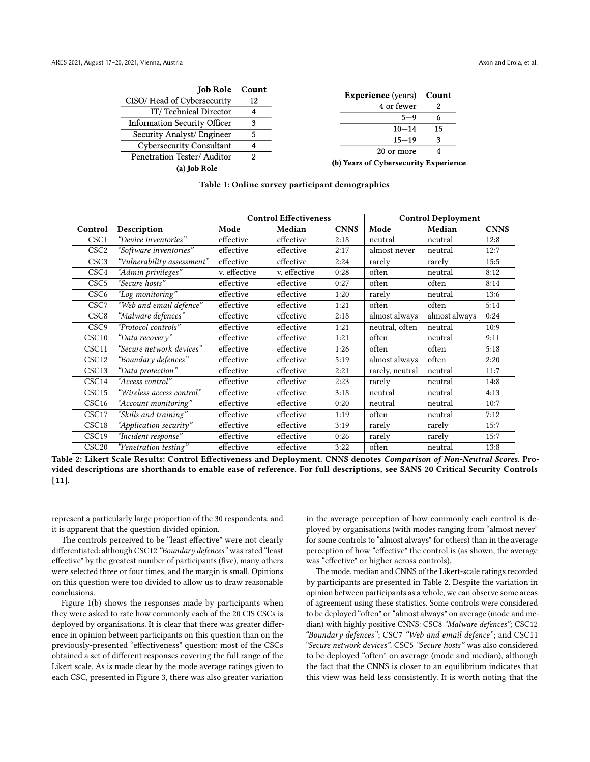| Job Role | Count |
|---|---|
| CISO/ Head of Cybersecurity | 12 |
| IT/ Technical Director | 4 |
| Information Security Officer | 3 |
| Security Analyst/ Engineer | 5 |
| Cybersecurity Consultant | 4 |
| Penetration Tester/ Auditor | 2 |

**(a) Job Role**

| **Experience** (years) | **Count** |
|---|---|
| 4 or fewer | 2 |
| 5—9 | 6 |
| 10—14 | 15 |
| 15—19 | 3 |
| 20 or more | 4 |

**(b) Years of Cybersecurity Experience**

**Table 1: Online survey participant demographics**

| | | Control Effectiveness | | | Control Deployment | | |
|---|---|---|---|---|---|---|---|
| **Control** | **Description** | **Mode** | **Median** | **CNNS** | **Mode** | **Median** | **CNNS** |
| CSC1 | *"Device inventories"* | effective | effective | 2:18 | neutral | neutral | 12:8 |
| CSC2 | *"Software inventories"* | effective | effective | 2:17 | almost never | neutral | 12:7 |
| CSC3 | *"Vulnerability assessment"* | effective | effective | 2:24 | rarely | rarely | 15:5 |
| CSC4 | *"Admin privileges"* | v. effective | v. effective | 0:28 | often | neutral | 8:12 |
| CSC5 | *"Secure hosts"* | effective | effective | 0:27 | often | often | 8:14 |
| CSC6 | *"Log monitoring"* | effective | effective | 1:20 | rarely | neutral | 13:6 |
| CSC7 | *"Web and email defence"* | effective | effective | 1:21 | often | often | 5:14 |
| CSC8 | *"Malware defences"* | effective | effective | 2:18 | almost always | almost always | 0:24 |
| CSC9 | *"Protocol controls"* | effective | effective | 1:21 | neutral, often | neutral | 10:9 |
| CSC10 | *"Data recovery"* | effective | effective | 1:21 | often | neutral | 9:11 |
| CSC11 | *"Secure network devices"* | effective | effective | 1:26 | often | often | 5:18 |
| CSC12 | *"Boundary defences"* | effective | effective | 5:19 | almost always | often | 2:20 |
| CSC13 | *"Data protection"* | effective | effective | 2:21 | rarely, neutral | neutral | 11:7 |
| CSC14 | *"Access control"* | effective | effective | 2:23 | rarely | neutral | 14:8 |
| CSC15 | *"Wireless access control"* | effective | effective | 3:18 | neutral | neutral | 4:13 |
| CSC16 | *"Account monitoring"* | effective | effective | 0:20 | neutral | neutral | 10:7 |
| CSC17 | *"Skills and training"* | effective | effective | 1:19 | often | neutral | 7:12 |
| CSC18 | *"Application security"* | effective | effective | 3:19 | rarely | rarely | 15:7 |
| CSC19 | *"Incident response"* | effective | effective | 0:26 | rarely | rarely | 15:7 |
| CSC20 | *"Penetration testing"* | effective | effective | 3:22 | often | neutral | 13:8 |

**Table 2: Likert Scale Results: Control Effectiveness and Deployment. CNNS denotes *Comparison of Non-Neutral Scores*. Provided descriptions are shorthands to enable ease of reference. For full descriptions, see SANS 20 Critical Security Controls [11].**

represent a particularly large proportion of the 30 respondents, and it is apparent that the question divided opinion.

The controls perceived to be "least effective" were not clearly differentiated: although CSC12 *"Boundary defences"* was rated "least effective" by the greatest number of participants (five), many others were selected three or four times, and the margin is small. Opinions on this question were too divided to allow us to draw reasonable conclusions.

Figure 1(b) shows the responses made by participants when they were asked to rate how commonly each of the 20 CIS CSCs is deployed by organisations. It is clear that there was greater difference in opinion between participants on this question than on the previously-presented "effectiveness" question: most of the CSCs obtained a set of different responses covering the full range of the Likert scale. As is made clear by the mode average ratings given to each CSC, presented in Figure 3, there was also greater variation in the average perception of how commonly each control is deployed by organisations (with modes ranging from "almost never" for some controls to "almost always" for others) than in the average perception of how "effective" the control is (as shown, the average was "effective" or higher across controls).

The mode, median and CNNS of the Likert-scale ratings recorded by participants are presented in Table 2. Despite the variation in opinion between participants as a whole, we can observe some areas of agreement using these statistics. Some controls were considered to be deployed "often" or "almost always" on average (mode and median) with highly positive CNNS: CSC8 *"Malware defences"*; CSC12 *"Boundary defences"*; CSC7 *"Web and email defence"*; and CSC11 *"Secure network devices"*. CSC5 *"Secure hosts"* was also considered to be deployed "often" on average (mode and median), although the fact that the CNNS is closer to an equilibrium indicates that this view was held less consistently. It is worth noting that the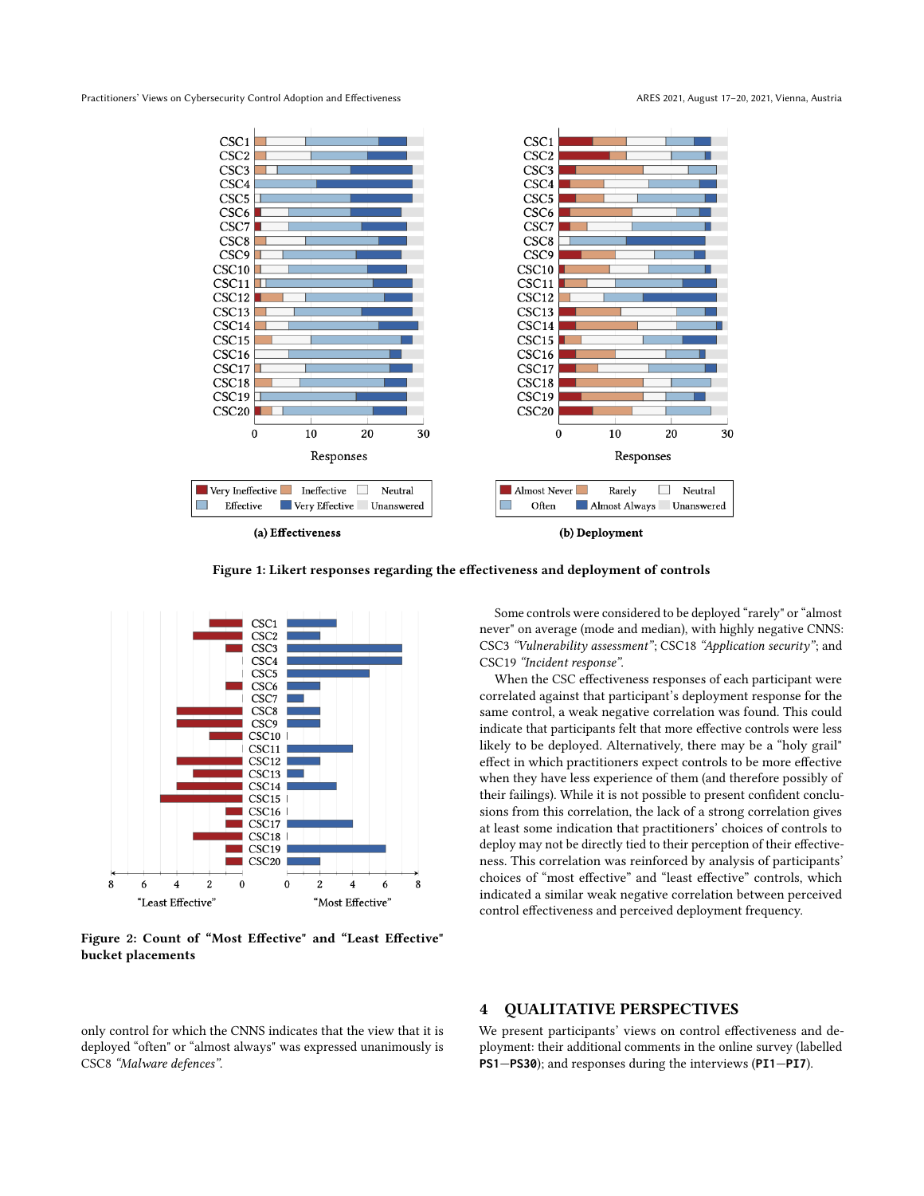Figure 1: Likert responses regarding the effectiveness and deployment of controls

(a) Effectiveness

(b) Deployment

Figure 2: Count of "Most Effective" and "Least Effective" bucket placements

only control for which the CNNS indicates that the view that it is deployed "often" or "almost always" was expressed unanimously is CSC8 *"Malware defences"*.

Some controls were considered to be deployed "rarely" or "almost never" on average (mode and median), with highly negative CNNS: CSC3 *"Vulnerability assessment"*; CSC18 *"Application security"*; and CSC19 *"Incident response"*.

When the CSC effectiveness responses of each participant were correlated against that participant's deployment response for the same control, a weak negative correlation was found. This could indicate that participants felt that more effective controls were less likely to be deployed. Alternatively, there may be a "holy grail" effect in which practitioners expect controls to be more effective when they have less experience of them (and therefore possibly of their failings). While it is not possible to present confident conclusions from this correlation, the lack of a strong correlation gives at least some indication that practitioners' choices of controls to deploy may not be directly tied to their perception of their effectiveness. This correlation was reinforced by analysis of participants' choices of "most effective" and "least effective" controls, which indicated a similar weak negative correlation between perceived control effectiveness and perceived deployment frequency.

## 4 QUALITATIVE PERSPECTIVES

We present participants' views on control effectiveness and deployment: their additional comments in the online survey (labelled **PS1**–**PS30**); and responses during the interviews (**PI1**–**PI7**).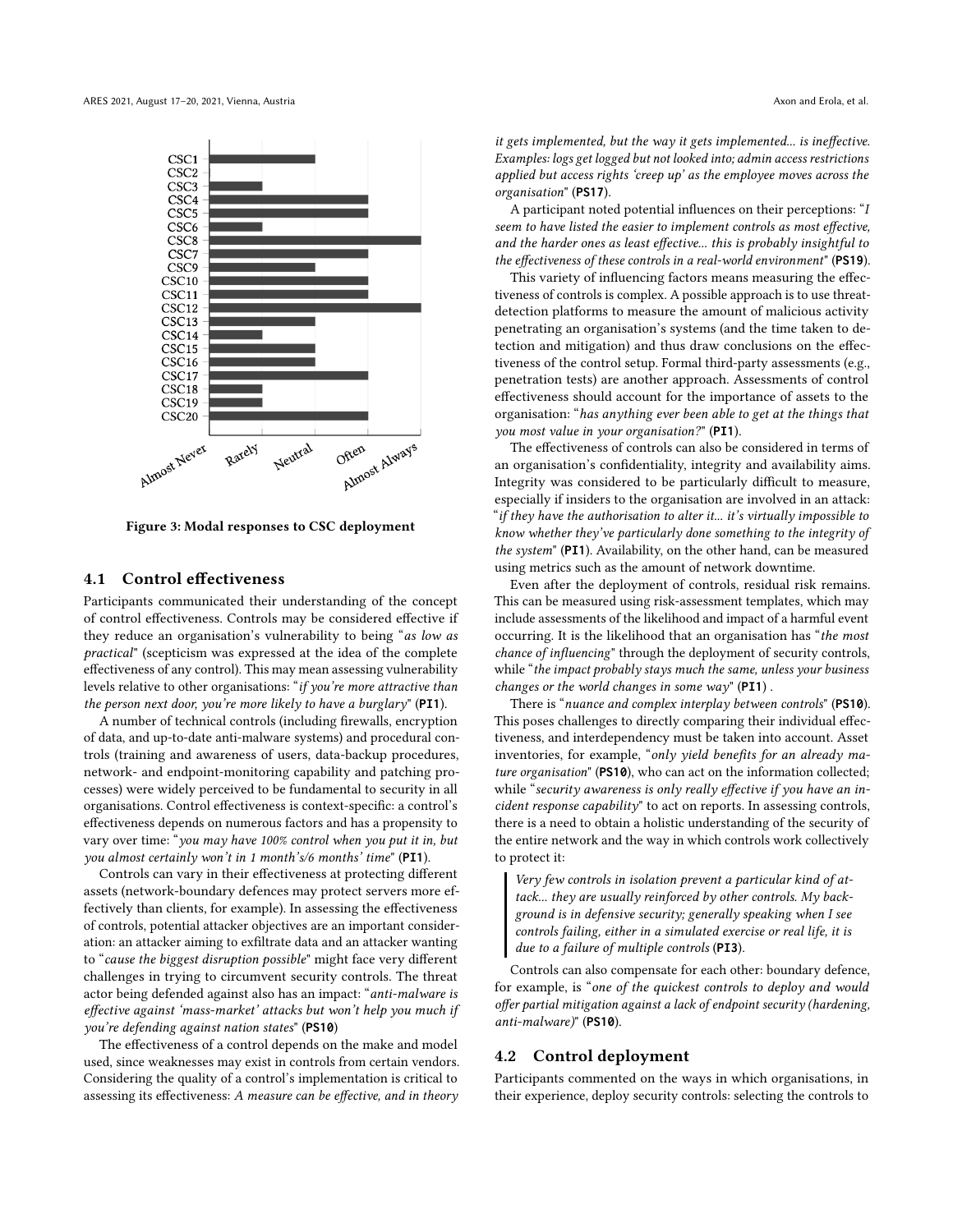Figure 3: Modal responses to CSC deployment

### 4.1 Control effectiveness

Participants communicated their understanding of the concept of control effectiveness. Controls may be considered effective if they reduce an organisation's vulnerability to being "*as low as practical*" (scepticism was expressed at the idea of the complete effectiveness of any control). This may mean assessing vulnerability levels relative to other organisations: "*if you're more attractive than the person next door, you're more likely to have a burglary*" (**PI1**).

A number of technical controls (including firewalls, encryption of data, and up-to-date anti-malware systems) and procedural controls (training and awareness of users, data-backup procedures, network- and endpoint-monitoring capability and patching processes) were widely perceived to be fundamental to security in all organisations. Control effectiveness is context-specific: a control's effectiveness depends on numerous factors and has a propensity to vary over time: "*you may have 100% control when you put it in, but you almost certainly won't in 1 month's/6 months' time*" (**PI1**).

Controls can vary in their effectiveness at protecting different assets (network-boundary defences may protect servers more effectively than clients, for example). In assessing the effectiveness of controls, potential attacker objectives are an important consideration: an attacker aiming to exfiltrate data and an attacker wanting to "*cause the biggest disruption possible*" might face very different challenges in trying to circumvent security controls. The threat actor being defended against also has an impact: "*anti-malware is effective against 'mass-market' attacks but won't help you much if you're defending against nation states*" (**PS10**)

The effectiveness of a control depends on the make and model used, since weaknesses may exist in controls from certain vendors. Considering the quality of a control's implementation is critical to assessing its effectiveness: *A measure can be effective, and in theory it gets implemented, but the way it gets implemented... is ineffective. Examples: logs get logged but not looked into; admin access restrictions applied but access rights 'creep up' as the employee moves across the organisation*" (**PS17**).

A participant noted potential influences on their perceptions: "*I seem to have listed the easier to implement controls as most effective, and the harder ones as least effective... this is probably insightful to the effectiveness of these controls in a real-world environment*" (**PS19**).

This variety of influencing factors means measuring the effectiveness of controls is complex. A possible approach is to use threat-detection platforms to measure the amount of malicious activity penetrating an organisation's systems (and the time taken to detection and mitigation) and thus draw conclusions on the effectiveness of the control setup. Formal third-party assessments (e.g., penetration tests) are another approach. Assessments of control effectiveness should account for the importance of assets to the organisation: "*has anything ever been able to get at the things that you most value in your organisation?*" (**PI1**).

The effectiveness of controls can also be considered in terms of an organisation's confidentiality, integrity and availability aims. Integrity was considered to be particularly difficult to measure, especially if insiders to the organisation are involved in an attack: "*if they have the authorisation to alter it... it's virtually impossible to know whether they've particularly done something to the integrity of the system*" (**PI1**). Availability, on the other hand, can be measured using metrics such as the amount of network downtime.

Even after the deployment of controls, residual risk remains. This can be measured using risk-assessment templates, which may include assessments of the likelihood and impact of a harmful event occurring. It is the likelihood that an organisation has "*the most chance of influencing*" through the deployment of security controls, while "*the impact probably stays much the same, unless your business changes or the world changes in some way*" (**PI1**) .

There is "*nuance and complex interplay between controls*" (**PS10**). This poses challenges to directly comparing their individual effectiveness, and interdependency must be taken into account. Asset inventories, for example, "*only yield benefits for an already mature organisation*" (**PS10**), who can act on the information collected; while "*security awareness is only really effective if you have an incident response capability*" to act on reports. In assessing controls, there is a need to obtain a holistic understanding of the security of the entire network and the way in which controls work collectively to protect it:

> *Very few controls in isolation prevent a particular kind of attack... they are usually reinforced by other controls. My background is in defensive security; generally speaking when I see controls failing, either in a simulated exercise or real life, it is due to a failure of multiple controls* (**PI3**).

Controls can also compensate for each other: boundary defence, for example, is "*one of the quickest controls to deploy and would offer partial mitigation against a lack of endpoint security (hardening, anti-malware)*" (**PS10**).

### 4.2 Control deployment

Participants commented on the ways in which organisations, in their experience, deploy security controls: selecting the controls to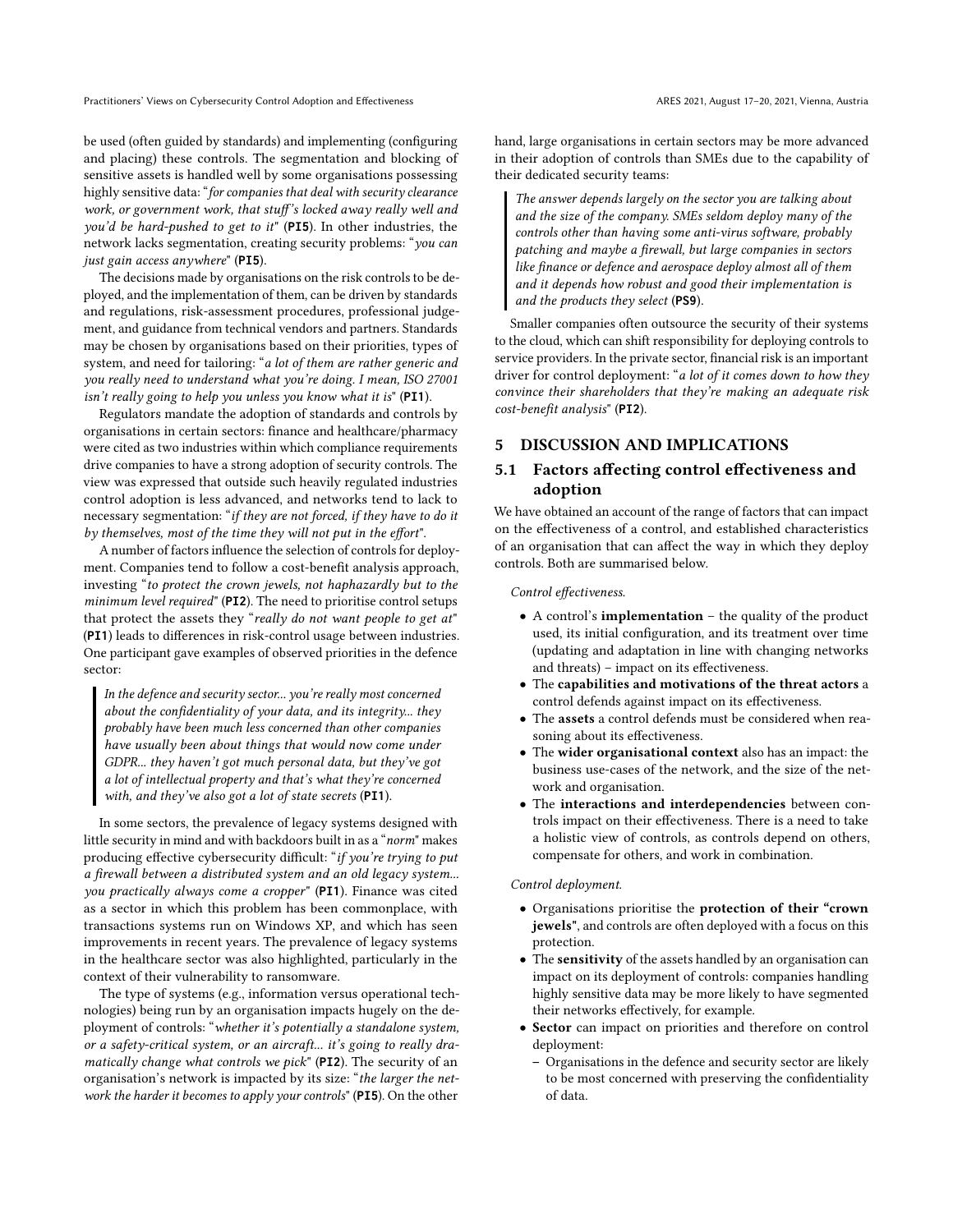be used (often guided by standards) and implementing (configuring and placing) these controls. The segmentation and blocking of sensitive assets is handled well by some organisations possessing highly sensitive data: "*for companies that deal with security clearance work, or government work, that stuff's locked away really well and you'd be hard-pushed to get to it*" (**PI5**). In other industries, the network lacks segmentation, creating security problems: "*you can just gain access anywhere*" (**PI5**).

The decisions made by organisations on the risk controls to be deployed, and the implementation of them, can be driven by standards and regulations, risk-assessment procedures, professional judgement, and guidance from technical vendors and partners. Standards may be chosen by organisations based on their priorities, types of system, and need for tailoring: "*a lot of them are rather generic and you really need to understand what you're doing. I mean, ISO 27001 isn't really going to help you unless you know what it is*" (**PI1**).

Regulators mandate the adoption of standards and controls by organisations in certain sectors: finance and healthcare/pharmacy were cited as two industries within which compliance requirements drive companies to have a strong adoption of security controls. The view was expressed that outside such heavily regulated industries control adoption is less advanced, and networks tend to lack to necessary segmentation: "*if they are not forced, if they have to do it by themselves, most of the time they will not put in the effort*".

A number of factors influence the selection of controls for deployment. Companies tend to follow a cost-benefit analysis approach, investing "*to protect the crown jewels, not haphazardly but to the minimum level required*" (**PI2**). The need to prioritise control setups that protect the assets they "*really do not want people to get at*" (**PI1**) leads to differences in risk-control usage between industries. One participant gave examples of observed priorities in the defence sector:

> *In the defence and security sector... you're really most concerned about the confidentiality of your data, and its integrity... they probably have been much less concerned than other companies have usually been about things that would now come under GDPR... they haven't got much personal data, but they've got a lot of intellectual property and that's what they're concerned with, and they've also got a lot of state secrets* (**PI1**).

In some sectors, the prevalence of legacy systems designed with little security in mind and with backdoors built in as a "*norm*" makes producing effective cybersecurity difficult: "*if you're trying to put a firewall between a distributed system and an old legacy system... you practically always come a cropper*" (**PI1**). Finance was cited as a sector in which this problem has been commonplace, with transactions systems run on Windows XP, and which has seen improvements in recent years. The prevalence of legacy systems in the healthcare sector was also highlighted, particularly in the context of their vulnerability to ransomware.

The type of systems (e.g., information versus operational technologies) being run by an organisation impacts hugely on the deployment of controls: "*whether it's potentially a standalone system, or a safety-critical system, or an aircraft... it's going to really dramatically change what controls we pick*" (**PI2**). The security of an organisation's network is impacted by its size: "*the larger the network the harder it becomes to apply your controls*" (**PI5**). On the other hand, large organisations in certain sectors may be more advanced in their adoption of controls than SMEs due to the capability of their dedicated security teams:

> *The answer depends largely on the sector you are talking about and the size of the company. SMEs seldom deploy many of the controls other than having some anti-virus software, probably patching and maybe a firewall, but large companies in sectors like finance or defence and aerospace deploy almost all of them and it depends how robust and good their implementation is and the products they select* (**PS9**).

Smaller companies often outsource the security of their systems to the cloud, which can shift responsibility for deploying controls to service providers. In the private sector, financial risk is an important driver for control deployment: "*a lot of it comes down to how they convince their shareholders that they're making an adequate risk cost-benefit analysis*" (**PI2**).

## 5 DISCUSSION AND IMPLICATIONS

### 5.1 Factors affecting control effectiveness and adoption

We have obtained an account of the range of factors that can impact on the effectiveness of a control, and established characteristics of an organisation that can affect the way in which they deploy controls. Both are summarised below.

*Control effectiveness.*

- A control's **implementation** – the quality of the product used, its initial configuration, and its treatment over time (updating and adaptation in line with changing networks and threats) – impact on its effectiveness.
- The **capabilities and motivations of the threat actors** a control defends against impact on its effectiveness.
- The **assets** a control defends must be considered when reasoning about its effectiveness.
- The **wider organisational context** also has an impact: the business use-cases of the network, and the size of the network and organisation.
- The **interactions and interdependencies** between controls impact on their effectiveness. There is a need to take a holistic view of controls, as controls depend on others, compensate for others, and work in combination.

*Control deployment.*

- Organisations prioritise the **protection of their "crown jewels"**, and controls are often deployed with a focus on this protection.
- The **sensitivity** of the assets handled by an organisation can impact on its deployment of controls: companies handling highly sensitive data may be more likely to have segmented their networks effectively, for example.
- **Sector** can impact on priorities and therefore on control deployment:
  - Organisations in the defence and security sector are likely to be most concerned with preserving the confidentiality of data.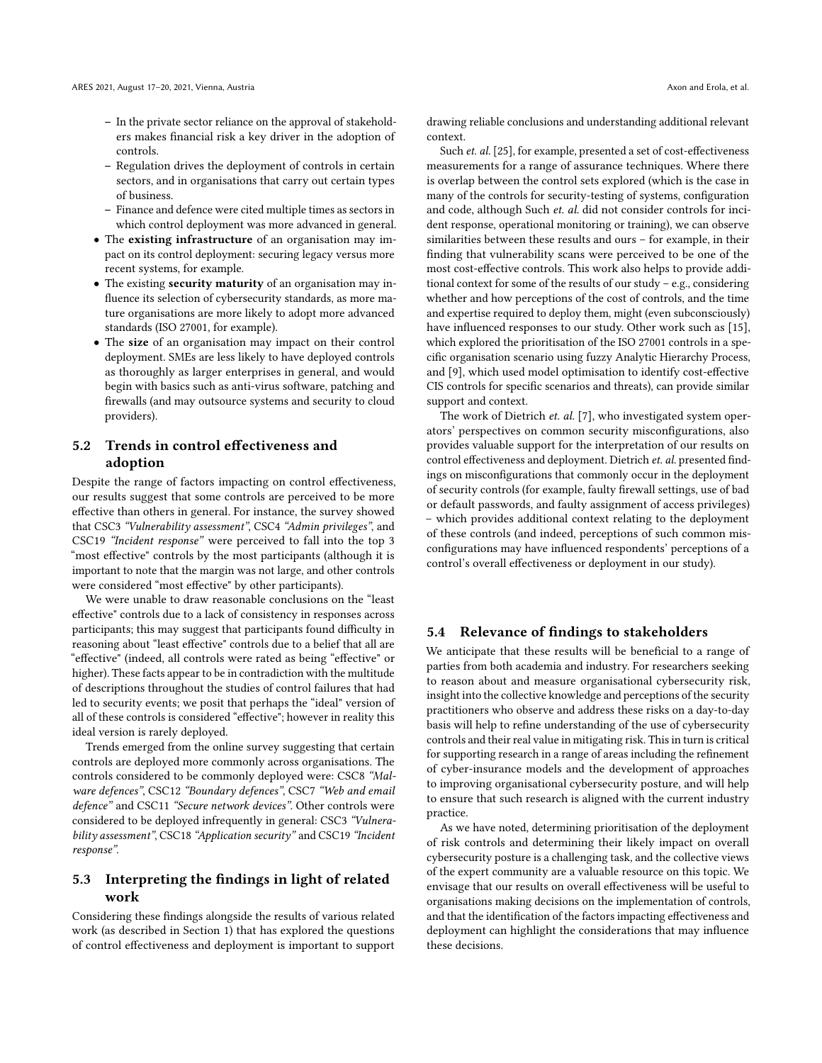- In the private sector reliance on the approval of stakeholders makes financial risk a key driver in the adoption of controls.
  - Regulation drives the deployment of controls in certain sectors, and in organisations that carry out certain types of business.
  - Finance and defence were cited multiple times as sectors in which control deployment was more advanced in general.
- The **existing infrastructure** of an organisation may impact on its control deployment: securing legacy versus more recent systems, for example.
- The existing **security maturity** of an organisation may influence its selection of cybersecurity standards, as more mature organisations are more likely to adopt more advanced standards (ISO 27001, for example).
- The **size** of an organisation may impact on their control deployment. SMEs are less likely to have deployed controls as thoroughly as larger enterprises in general, and would begin with basics such as anti-virus software, patching and firewalls (and may outsource systems and security to cloud providers).

## 5.2 Trends in control effectiveness and adoption

Despite the range of factors impacting on control effectiveness, our results suggest that some controls are perceived to be more effective than others in general. For instance, the survey showed that CSC3 *"Vulnerability assessment"*, CSC4 *"Admin privileges"*, and CSC19 *"Incident response"* were perceived to fall into the top 3 "most effective" controls by the most participants (although it is important to note that the margin was not large, and other controls were considered "most effective" by other participants).

We were unable to draw reasonable conclusions on the "least effective" controls due to a lack of consistency in responses across participants; this may suggest that participants found difficulty in reasoning about "least effective" controls due to a belief that all are "effective" (indeed, all controls were rated as being "effective" or higher). These facts appear to be in contradiction with the multitude of descriptions throughout the studies of control failures that had led to security events; we posit that perhaps the "ideal" version of all of these controls is considered "effective"; however in reality this ideal version is rarely deployed.

Trends emerged from the online survey suggesting that certain controls are deployed more commonly across organisations. The controls considered to be commonly deployed were: CSC8 *"Malware defences"*, CSC12 *"Boundary defences"*, CSC7 *"Web and email defence"* and CSC11 *"Secure network devices"*. Other controls were considered to be deployed infrequently in general: CSC3 *"Vulnerability assessment"*, CSC18 *"Application security"* and CSC19 *"Incident response"*.

## 5.3 Interpreting the findings in light of related work

Considering these findings alongside the results of various related work (as described in Section 1) that has explored the questions of control effectiveness and deployment is important to support drawing reliable conclusions and understanding additional relevant context.

Such *et. al.* [25], for example, presented a set of cost-effectiveness measurements for a range of assurance techniques. Where there is overlap between the control sets explored (which is the case in many of the controls for security-testing of systems, configuration and code, although Such *et. al.* did not consider controls for incident response, operational monitoring or training), we can observe similarities between these results and ours – for example, in their finding that vulnerability scans were perceived to be one of the most cost-effective controls. This work also helps to provide additional context for some of the results of our study – e.g., considering whether and how perceptions of the cost of controls, and the time and expertise required to deploy them, might (even subconsciously) have influenced responses to our study. Other work such as [15], which explored the prioritisation of the ISO 27001 controls in a specific organisation scenario using fuzzy Analytic Hierarchy Process, and [9], which used model optimisation to identify cost-effective CIS controls for specific scenarios and threats), can provide similar support and context.

The work of Dietrich *et. al.* [7], who investigated system operators' perspectives on common security misconfigurations, also provides valuable support for the interpretation of our results on control effectiveness and deployment. Dietrich *et. al.* presented findings on misconfigurations that commonly occur in the deployment of security controls (for example, faulty firewall settings, use of bad or default passwords, and faulty assignment of access privileges) – which provides additional context relating to the deployment of these controls (and indeed, perceptions of such common misconfigurations may have influenced respondents' perceptions of a control's overall effectiveness or deployment in our study).

## 5.4 Relevance of findings to stakeholders

We anticipate that these results will be beneficial to a range of parties from both academia and industry. For researchers seeking to reason about and measure organisational cybersecurity risk, insight into the collective knowledge and perceptions of the security practitioners who observe and address these risks on a day-to-day basis will help to refine understanding of the use of cybersecurity controls and their real value in mitigating risk. This in turn is critical for supporting research in a range of areas including the refinement of cyber-insurance models and the development of approaches to improving organisational cybersecurity posture, and will help to ensure that such research is aligned with the current industry practice.

As we have noted, determining prioritisation of the deployment of risk controls and determining their likely impact on overall cybersecurity posture is a challenging task, and the collective views of the expert community are a valuable resource on this topic. We envisage that our results on overall effectiveness will be useful to organisations making decisions on the implementation of controls, and that the identification of the factors impacting effectiveness and deployment can highlight the considerations that may influence these decisions.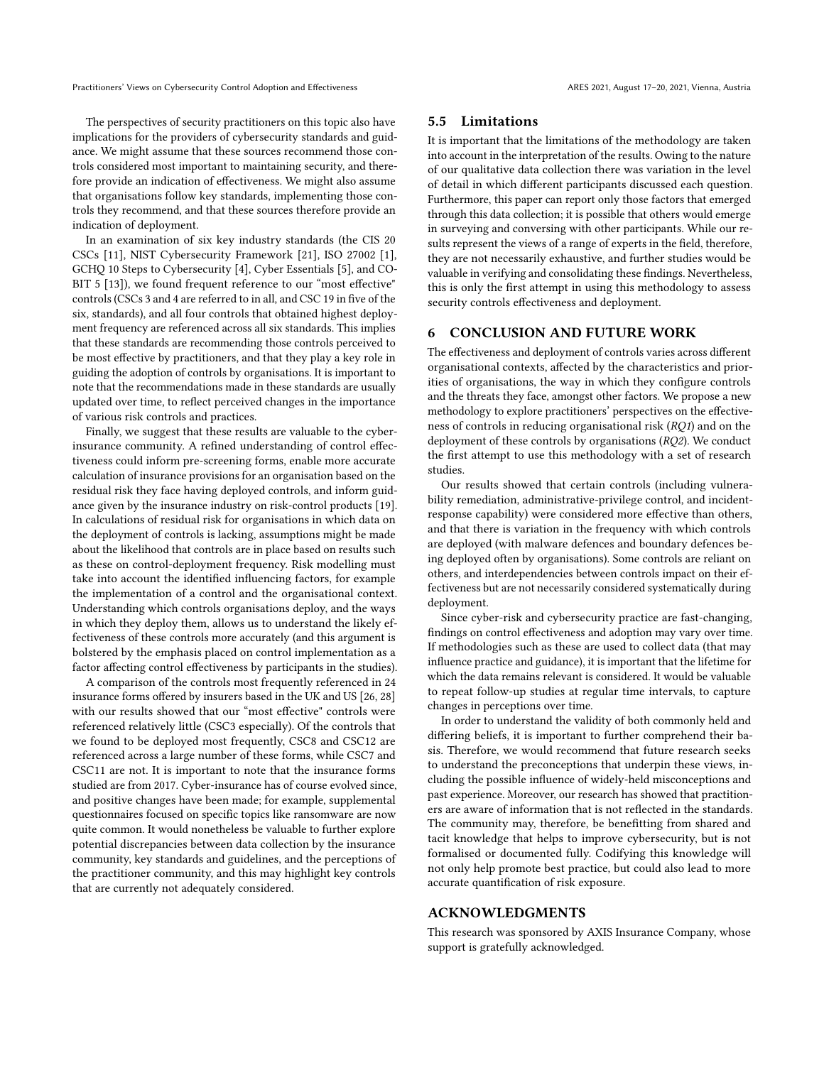The perspectives of security practitioners on this topic also have implications for the providers of cybersecurity standards and guidance. We might assume that these sources recommend those controls considered most important to maintaining security, and therefore provide an indication of effectiveness. We might also assume that organisations follow key standards, implementing those controls they recommend, and that these sources therefore provide an indication of deployment.

In an examination of six key industry standards (the CIS 20 CSCs [11], NIST Cybersecurity Framework [21], ISO 27002 [1], GCHQ 10 Steps to Cybersecurity [4], Cyber Essentials [5], and COBIT 5 [13]), we found frequent reference to our "most effective" controls (CSCs 3 and 4 are referred to in all, and CSC 19 in five of the six, standards), and all four controls that obtained highest deployment frequency are referenced across all six standards. This implies that these standards are recommending those controls perceived to be most effective by practitioners, and that they play a key role in guiding the adoption of controls by organisations. It is important to note that the recommendations made in these standards are usually updated over time, to reflect perceived changes in the importance of various risk controls and practices.

Finally, we suggest that these results are valuable to the cyber-insurance community. A refined understanding of control effectiveness could inform pre-screening forms, enable more accurate calculation of insurance provisions for an organisation based on the residual risk they face having deployed controls, and inform guidance given by the insurance industry on risk-control products [19]. In calculations of residual risk for organisations in which data on the deployment of controls is lacking, assumptions might be made about the likelihood that controls are in place based on results such as these on control-deployment frequency. Risk modelling must take into account the identified influencing factors, for example the implementation of a control and the organisational context. Understanding which controls organisations deploy, and the ways in which they deploy them, allows us to understand the likely effectiveness of these controls more accurately (and this argument is bolstered by the emphasis placed on control implementation as a factor affecting control effectiveness by participants in the studies).

A comparison of the controls most frequently referenced in 24 insurance forms offered by insurers based in the UK and US [26, 28] with our results showed that our "most effective" controls were referenced relatively little (CSC3 especially). Of the controls that we found to be deployed most frequently, CSC8 and CSC12 are referenced across a large number of these forms, while CSC7 and CSC11 are not. It is important to note that the insurance forms studied are from 2017. Cyber-insurance has of course evolved since, and positive changes have been made; for example, supplemental questionnaires focused on specific topics like ransomware are now quite common. It would nonetheless be valuable to further explore potential discrepancies between data collection by the insurance community, key standards and guidelines, and the perceptions of the practitioner community, and this may highlight key controls that are currently not adequately considered.

## 5.5 Limitations

It is important that the limitations of the methodology are taken into account in the interpretation of the results. Owing to the nature of our qualitative data collection there was variation in the level of detail in which different participants discussed each question. Furthermore, this paper can report only those factors that emerged through this data collection; it is possible that others would emerge in surveying and conversing with other participants. While our results represent the views of a range of experts in the field, therefore, they are not necessarily exhaustive, and further studies would be valuable in verifying and consolidating these findings. Nevertheless, this is only the first attempt in using this methodology to assess security controls effectiveness and deployment.

# 6 CONCLUSION AND FUTURE WORK

The effectiveness and deployment of controls varies across different organisational contexts, affected by the characteristics and priorities of organisations, the way in which they configure controls and the threats they face, amongst other factors. We propose a new methodology to explore practitioners' perspectives on the effectiveness of controls in reducing organisational risk (*RQ1*) and on the deployment of these controls by organisations (*RQ2*). We conduct the first attempt to use this methodology with a set of research studies.

Our results showed that certain controls (including vulnerability remediation, administrative-privilege control, and incident-response capability) were considered more effective than others, and that there is variation in the frequency with which controls are deployed (with malware defences and boundary defences being deployed often by organisations). Some controls are reliant on others, and interdependencies between controls impact on their effectiveness but are not necessarily considered systematically during deployment.

Since cyber-risk and cybersecurity practice are fast-changing, findings on control effectiveness and adoption may vary over time. If methodologies such as these are used to collect data (that may influence practice and guidance), it is important that the lifetime for which the data remains relevant is considered. It would be valuable to repeat follow-up studies at regular time intervals, to capture changes in perceptions over time.

In order to understand the validity of both commonly held and differing beliefs, it is important to further comprehend their basis. Therefore, we would recommend that future research seeks to understand the preconceptions that underpin these views, including the possible influence of widely-held misconceptions and past experience. Moreover, our research has showed that practitioners are aware of information that is not reflected in the standards. The community may, therefore, be benefitting from shared and tacit knowledge that helps to improve cybersecurity, but is not formalised or documented fully. Codifying this knowledge will not only help promote best practice, but could also lead to more accurate quantification of risk exposure.

# ACKNOWLEDGMENTS

This research was sponsored by AXIS Insurance Company, whose support is gratefully acknowledged.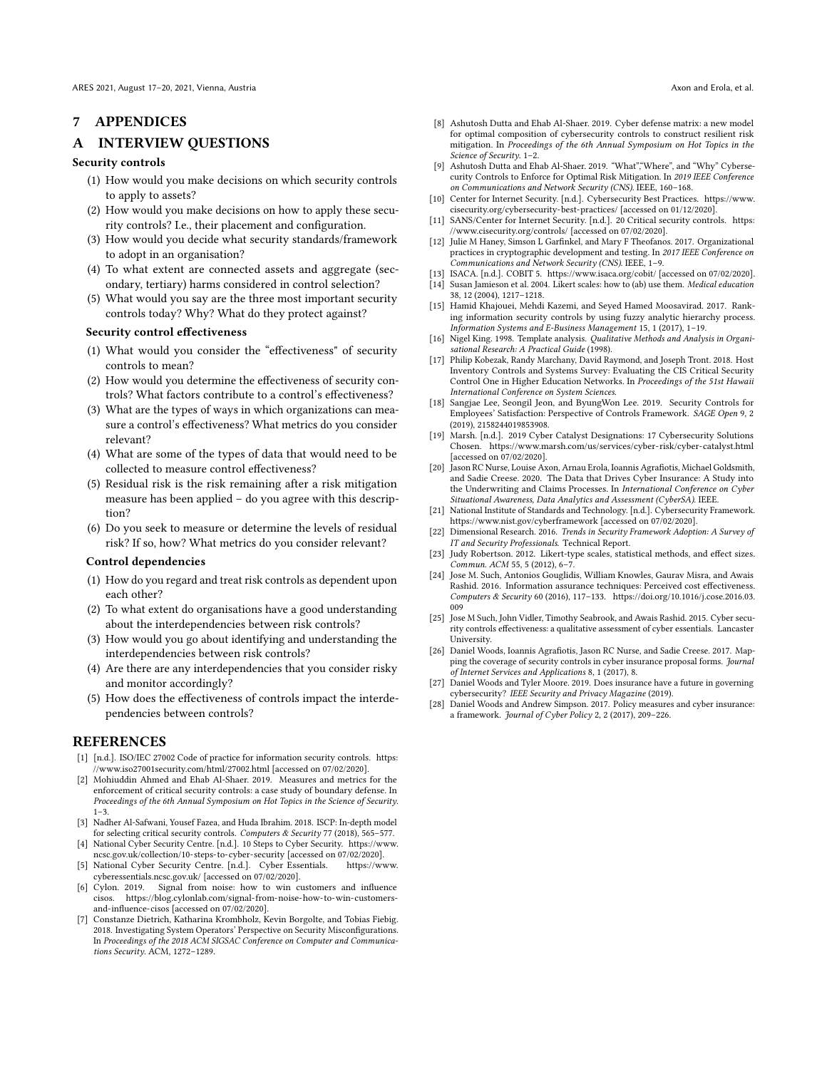# 7 APPENDICES

# A INTERVIEW QUESTIONS

### Security controls

(1) How would you make decisions on which security controls to apply to assets?

(2) How would you make decisions on how to apply these security controls? I.e., their placement and configuration.

(3) How would you decide what security standards/framework to adopt in an organisation?

(4) To what extent are connected assets and aggregate (secondary, tertiary) harms considered in control selection?

(5) What would you say are the three most important security controls today? Why? What do they protect against?

### Security control effectiveness

(1) What would you consider the "effectiveness" of security controls to mean?

(2) How would you determine the effectiveness of security controls? What factors contribute to a control's effectiveness?

(3) What are the types of ways in which organizations can measure a control's effectiveness? What metrics do you consider relevant?

(4) What are some of the types of data that would need to be collected to measure control effectiveness?

(5) Residual risk is the risk remaining after a risk mitigation measure has been applied – do you agree with this description?

(6) Do you seek to measure or determine the levels of residual risk? If so, how? What metrics do you consider relevant?

### Control dependencies

(1) How do you regard and treat risk controls as dependent upon each other?

(2) To what extent do organisations have a good understanding about the interdependencies between risk controls?

(3) How would you go about identifying and understanding the interdependencies between risk controls?

(4) Are there are any interdependencies that you consider risky and monitor accordingly?

(5) How does the effectiveness of controls impact the interdependencies between controls?

# REFERENCES

[1] [n.d.]. ISO/IEC 27002 Code of practice for information security controls. https://www.iso27001security.com/html/27002.html [accessed on 07/02/2020].

[2] Mohiuddin Ahmed and Ehab Al-Shaer. 2019. Measures and metrics for the enforcement of critical security controls: a case study of boundary defense. In *Proceedings of the 6th Annual Symposium on Hot Topics in the Science of Security*. 1–3.

[3] Nadher Al-Safwani, Yousef Fazea, and Huda Ibrahim. 2018. ISCP: In-depth model for selecting critical security controls. *Computers & Security* 77 (2018), 565–577.

[4] National Cyber Security Centre. [n.d.]. 10 Steps to Cyber Security. https://www.ncsc.gov.uk/collection/10-steps-to-cyber-security [accessed on 07/02/2020].

[5] National Cyber Security Centre. [n.d.]. Cyber Essentials. https://www.cyberessentials.ncsc.gov.uk/ [accessed on 07/02/2020].

[6] Cylon. 2019. Signal from noise: how to win customers and influence cisos. https://blog.cylonlab.com/signal-from-noise-how-to-win-customers-and-influence-cisos [accessed on 07/02/2020].

[7] Constanze Dietrich, Katharina Krombholz, Kevin Borgolte, and Tobias Fiebig. 2018. Investigating System Operators' Perspective on Security Misconfigurations. In *Proceedings of the 2018 ACM SIGSAC Conference on Computer and Communications Security*. ACM, 1272–1289.

[8] Ashutosh Dutta and Ehab Al-Shaer. 2019. Cyber defense matrix: a new model for optimal composition of cybersecurity controls to construct resilient risk mitigation. In *Proceedings of the 6th Annual Symposium on Hot Topics in the Science of Security*. 1–2.

[9] Ashutosh Dutta and Ehab Al-Shaer. 2019. "What","Where", and "Why" Cybersecurity Controls to Enforce for Optimal Risk Mitigation. In *2019 IEEE Conference on Communications and Network Security (CNS)*. IEEE, 160–168.

[10] Center for Internet Security. [n.d.]. Cybersecurity Best Practices. https://www.cisecurity.org/cybersecurity-best-practices/ [accessed on 01/12/2020].

[11] SANS/Center for Internet Security. [n.d.]. 20 Critical security controls. https://www.cisecurity.org/controls/ [accessed on 07/02/2020].

[12] Julie M Haney, Simson L Garfinkel, and Mary F Theofanos. 2017. Organizational practices in cryptographic development and testing. In *2017 IEEE Conference on Communications and Network Security (CNS)*. IEEE, 1–9.

[13] ISACA. [n.d.]. COBIT 5. https://www.isaca.org/cobit/ [accessed on 07/02/2020].

[14] Susan Jamieson et al. 2004. Likert scales: how to (ab) use them. *Medical education* 38, 12 (2004), 1217–1218.

[15] Hamid Khajouei, Mehdi Kazemi, and Seyed Hamed Moosavirad. 2017. Ranking information security controls by using fuzzy analytic hierarchy process. *Information Systems and E-Business Management* 15, 1 (2017), 1–19.

[16] Nigel King. 1998. Template analysis. *Qualitative Methods and Analysis in Organisational Research: A Practical Guide* (1998).

[17] Philip Kobezak, Randy Marchany, David Raymond, and Joseph Tront. 2018. Host Inventory Controls and Systems Survey: Evaluating the CIS Critical Security Control One in Higher Education Networks. In *Proceedings of the 51st Hawaii International Conference on System Sciences*.

[18] Sangjae Lee, Seongil Jeon, and ByungWon Lee. 2019. Security Controls for Employees' Satisfaction: Perspective of Controls Framework. *SAGE Open* 9, 2 (2019), 2158244019853908.

[19] Marsh. [n.d.]. 2019 Cyber Catalyst Designations: 17 Cybersecurity Solutions Chosen. https://www.marsh.com/us/services/cyber-risk/cyber-catalyst.html [accessed on 07/02/2020].

[20] Jason RC Nurse, Louise Axon, Arnau Erola, Ioannis Agrafiotis, Michael Goldsmith, and Sadie Creese. 2020. The Data that Drives Cyber Insurance: A Study into the Underwriting and Claims Processes. In *International Conference on Cyber Situational Awareness, Data Analytics and Assessment (CyberSA)*. IEEE.

[21] National Institute of Standards and Technology. [n.d.]. Cybersecurity Framework. https://www.nist.gov/cyberframework [accessed on 07/02/2020].

[22] Dimensional Research. 2016. *Trends in Security Framework Adoption: A Survey of IT and Security Professionals*. Technical Report.

[23] Judy Robertson. 2012. Likert-type scales, statistical methods, and effect sizes. *Commun. ACM* 55, 5 (2012), 6–7.

[24] Jose M. Such, Antonios Gouglidis, William Knowles, Gaurav Misra, and Awais Rashid. 2016. Information assurance techniques: Perceived cost effectiveness. *Computers & Security* 60 (2016), 117–133. https://doi.org/10.1016/j.cose.2016.03.009

[25] Jose M Such, John Vidler, Timothy Seabrook, and Awais Rashid. 2015. Cyber security controls effectiveness: a qualitative assessment of cyber essentials. Lancaster University.

[26] Daniel Woods, Ioannis Agrafiotis, Jason RC Nurse, and Sadie Creese. 2017. Mapping the coverage of security controls in cyber insurance proposal forms. *Journal of Internet Services and Applications* 8, 1 (2017), 8.

[27] Daniel Woods and Tyler Moore. 2019. Does insurance have a future in governing cybersecurity? *IEEE Security and Privacy Magazine* (2019).

[28] Daniel Woods and Andrew Simpson. 2017. Policy measures and cyber insurance: a framework. *Journal of Cyber Policy* 2, 2 (2017), 209–226.